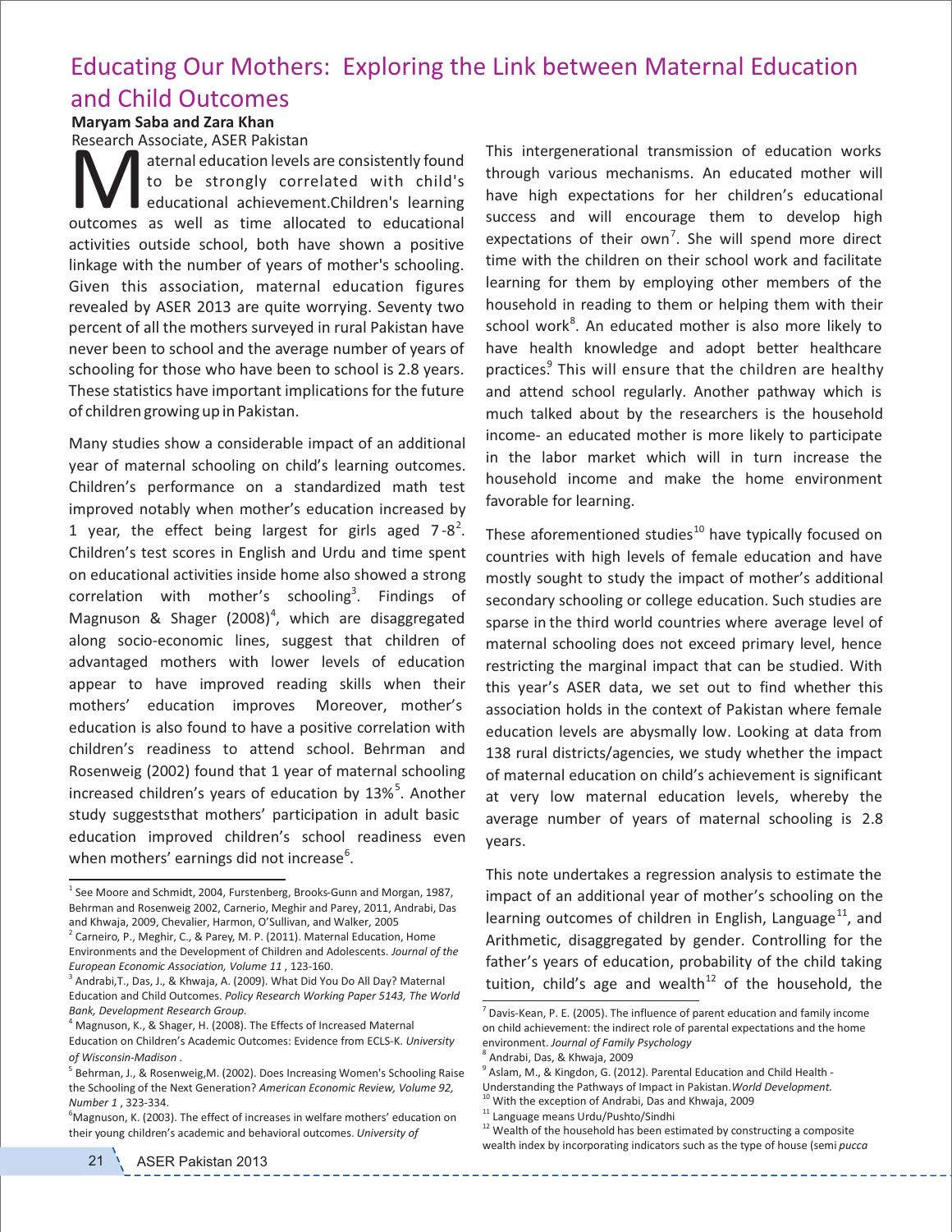# Educating Our Mothers: Exploring the Link between Maternal Education and Child Outcomes

**Maryam Saba and Zara Khan**
Research Associate, ASER Pakistan

Maternal education levels are consistently found to be strongly correlated with child's educational achievement.Children's learning outcomes as well as time allocated to educational activities outside school, both have shown a positive linkage with the number of years of mother's schooling. Given this association, maternal education figures revealed by ASER 2013 are quite worrying. Seventy two percent of all the mothers surveyed in rural Pakistan have never been to school and the average number of years of schooling for those who have been to school is 2.8 years. These statistics have important implications for the future of children growing up in Pakistan.

Many studies show a considerable impact of an additional year of maternal schooling on child's learning outcomes. Children's performance on a standardized math test improved notably when mother's education increased by 1 year, the effect being largest for girls aged 7-8[2]. Children's test scores in English and Urdu and time spent on educational activities inside home also showed a strong correlation with mother's schooling[3]. Findings of Magnuson & Shager (2008)[4], which are disaggregated along socio-economic lines, suggest that children of advantaged mothers with lower levels of education appear to have improved reading skills when their mothers' education improves Moreover, mother's education is also found to have a positive correlation with children's readiness to attend school. Behrman and Rosenweig (2002) found that 1 year of maternal schooling increased children's years of education by 13%[5]. Another study suggeststhat mothers' participation in adult basic education improved children's school readiness even when mothers' earnings did not increase[6].

This intergenerational transmission of education works through various mechanisms. An educated mother will have high expectations for her children's educational success and will encourage them to develop high expectations of their own[7]. She will spend more direct time with the children on their school work and facilitate learning for them by employing other members of the household in reading to them or helping them with their school work[8]. An educated mother is also more likely to have health knowledge and adopt better healthcare practices[9] This will ensure that the children are healthy and attend school regularly. Another pathway which is much talked about by the researchers is the household income- an educated mother is more likely to participate in the labor market which will in turn increase the household income and make the home environment favorable for learning.

These aforementioned studies[10] have typically focused on countries with high levels of female education and have mostly sought to study the impact of mother's additional secondary schooling or college education. Such studies are sparse in the third world countries where average level of maternal schooling does not exceed primary level, hence restricting the marginal impact that can be studied. With this year's ASER data, we set out to find whether this association holds in the context of Pakistan where female education levels are abysmally low. Looking at data from 138 rural districts/agencies, we study whether the impact of maternal education on child's achievement is significant at very low maternal education levels, whereby the average number of years of maternal schooling is 2.8 years.

This note undertakes a regression analysis to estimate the impact of an additional year of mother's schooling on the learning outcomes of children in English, Language[11], and Arithmetic, disaggregated by gender. Controlling for the father's years of education, probability of the child taking tuition, child's age and wealth[12] of the household, the

---

[1] See Moore and Schmidt, 2004, Furstenberg, Brooks-Gunn and Morgan, 1987, Behrman and Rosenweig 2002, Carnerio, Meghir and Parey, 2011, Andrabi, Das and Khwaja, 2009, Chevalier, Harmon, O'Sullivan, and Walker, 2005

[2] Carneiro, P., Meghir, C., & Parey, M. P. (2011). Maternal Education, Home Environments and the Development of Children and Adolescents. *Journal of the European Economic Association, Volume 11* , 123-160.

[3] Andrabi,T., Das, J., & Khwaja, A. (2009). What Did You Do All Day? Maternal Education and Child Outcomes. *Policy Research Working Paper 5143, The World Bank, Development Research Group.*

[4] Magnuson, K., & Shager, H. (2008). The Effects of Increased Maternal Education on Children's Academic Outcomes: Evidence from ECLS-K. *University of Wisconsin-Madison* .

[5] Behrman, J., & Rosenweig,M. (2002). Does Increasing Women's Schooling Raise the Schooling of the Next Generation? *American Economic Review, Volume 92, Number 1* , 323-334.

[6] Magnuson, K. (2003). The effect of increases in welfare mothers' education on their young children's academic and behavioral outcomes. *University of*

[7] Davis-Kean, P. E. (2005). The influence of parent education and family income on child achievement: the indirect role of parental expectations and the home environment. *Journal of Family Psychology*

[8] Andrabi, Das, & Khwaja, 2009

[9] Aslam, M., & Kingdon, G. (2012). Parental Education and Child Health - Understanding the Pathways of Impact in Pakistan. *World Development.*

[10] With the exception of Andrabi, Das and Khwaja, 2009

[11] Language means Urdu/Pushto/Sindhi

[12] Wealth of the household has been estimated by constructing a composite wealth index by incorporating indicators such as the type of house (semi *pucca*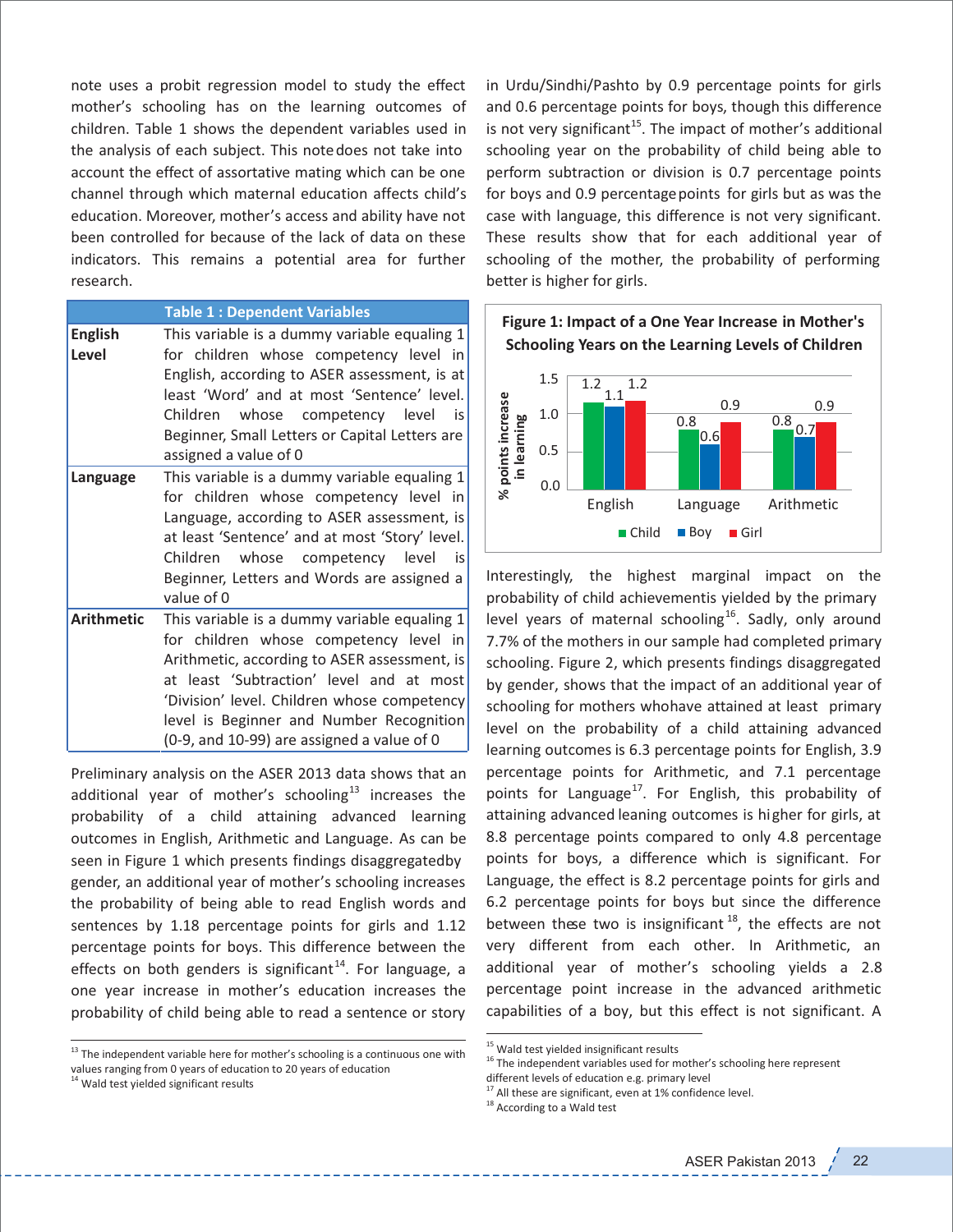note uses a probit regression model to study the effect mother's schooling has on the learning outcomes of children. Table 1 shows the dependent variables used in the analysis of each subject. This note does not take into account the effect of assortative mating which can be one channel through which maternal education affects child's education. Moreover, mother's access and ability have not been controlled for because of the lack of data on these indicators. This remains a potential area for further research.

| Table 1 : Dependent Variables | |
|---|---|
| **English Level** | This variable is a dummy variable equaling 1 for children whose competency level in English, according to ASER assessment, is at least 'Word' and at most 'Sentence' level. Children whose competency level is Beginner, Small Letters or Capital Letters are assigned a value of 0 |
| **Language** | This variable is a dummy variable equaling 1 for children whose competency level in Language, according to ASER assessment, is at least 'Sentence' and at most 'Story' level. Children whose competency level is Beginner, Letters and Words are assigned a value of 0 |
| **Arithmetic** | This variable is a dummy variable equaling 1 for children whose competency level in Arithmetic, according to ASER assessment, is at least 'Subtraction' level and at most 'Division' level. Children whose competency level is Beginner and Number Recognition (0-9, and 10-99) are assigned a value of 0 |

Preliminary analysis on the ASER 2013 data shows that an additional year of mother's schooling[13] increases the probability of a child attaining advanced learning outcomes in English, Arithmetic and Language. As can be seen in Figure 1 which presents findings disaggregated by gender, an additional year of mother's schooling increases the probability of being able to read English words and sentences by 1.18 percentage points for girls and 1.12 percentage points for boys. This difference between the effects on both genders is significant[14]. For language, a one year increase in mother's education increases the probability of child being able to read a sentence or story in Urdu/Sindhi/Pashto by 0.9 percentage points for girls and 0.6 percentage points for boys, though this difference is not very significant[15]. The impact of mother's additional schooling year on the probability of child being able to perform subtraction or division is 0.7 percentage points for boys and 0.9 percentage points for girls but as was the case with language, this difference is not very significant. These results show that for each additional year of schooling of the mother, the probability of performing better is higher for girls.

**Figure 1: Impact of a One Year Increase in Mother's Schooling Years on the Learning Levels of Children**

% points increase in learning

1.5
1.0
0.5
0.0

English: 1.2, 1.1, 1.2
Language: 0.8, 0.6, 0.9
Arithmetic: 0.8, 0.7, 0.9

Child, Boy, Girl

Interestingly, the highest marginal impact on the probability of child achievements is yielded by the primary level years of maternal schooling[16]. Sadly, only around 7.7% of the mothers in our sample had completed primary schooling. Figure 2, which presents findings disaggregated by gender, shows that the impact of an additional year of schooling for mothers who have attained at least primary level on the probability of a child attaining advanced learning outcomes is 6.3 percentage points for English, 3.9 percentage points for Arithmetic, and 7.1 percentage points for Language[17]. For English, this probability of attaining advanced leaning outcomes is higher for girls, at 8.8 percentage points compared to only 4.8 percentage points for boys, a difference which is significant. For Language, the effect is 8.2 percentage points for girls and 6.2 percentage points for boys but since the difference between these two is insignificant[18], the effects are not very different from each other. In Arithmetic, an additional year of mother's schooling yields a 2.8 percentage point increase in the advanced arithmetic capabilities of a boy, but this effect is not significant. A

---

[13] The independent variable here for mother's schooling is a continuous one with values ranging from 0 years of education to 20 years of education

[14] Wald test yielded significant results

[15] Wald test yielded insignificant results

[16] The independent variables used for mother's schooling here represent different levels of education e.g. primary level

[17] All these are significant, even at 1% confidence level.

[18] According to a Wald test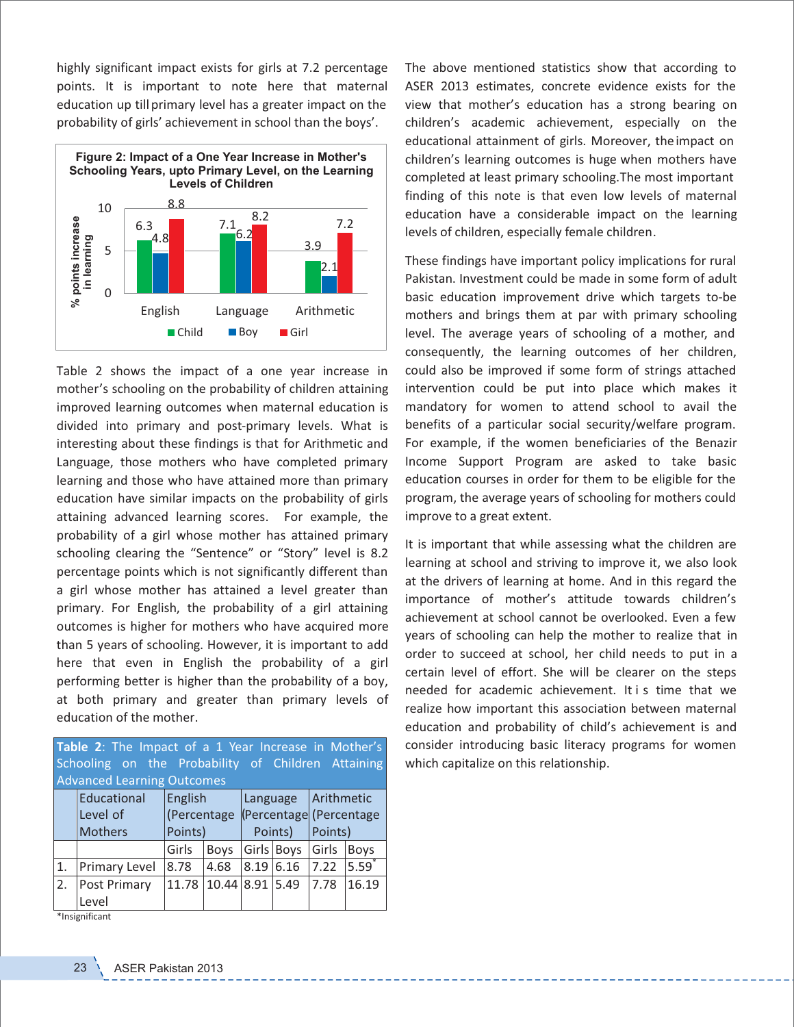highly significant impact exists for girls at 7.2 percentage points. It is important to note here that maternal education up till primary level has a greater impact on the probability of girls' achievement in school than the boys'.

**Figure 2: Impact of a One Year Increase in Mother's Schooling Years, upto Primary Level, on the Learning Levels of Children**

% points increase in learning

10
5
0

English: 6.3, 4.8, 8.8
Language: 7.1, 6.2, 8.2
Arithmetic: 3.9, 2.1, 7.2

Child, Boy, Girl

Table 2 shows the impact of a one year increase in mother's schooling on the probability of children attaining improved learning outcomes when maternal education is divided into primary and post-primary levels. What is interesting about these findings is that for Arithmetic and Language, those mothers who have completed primary learning and those who have attained more than primary education have similar impacts on the probability of girls attaining advanced learning scores. For example, the probability of a girl whose mother has attained primary schooling clearing the "Sentence" or "Story" level is 8.2 percentage points which is not significantly different than a girl whose mother has attained a level greater than primary. For English, the probability of a girl attaining outcomes is higher for mothers who have acquired more than 5 years of schooling. However, it is important to add here that even in English the probability of a girl performing better is higher than the probability of a boy, at both primary and greater than primary levels of education of the mother.

**Table 2**: The Impact of a 1 Year Increase in Mother's Schooling on the Probability of Children Attaining Advanced Learning Outcomes

| | Educational Level of Mothers | English (Percentage Points) | | Language (Percentage Points) | | Arithmetic (Percentage Points) | |
|---|---|---|---|---|---|---|---|
| | | Girls | Boys | Girls | Boys | Girls | Boys |
| 1. | Primary Level | 8.78 | 4.68 | 8.19 | 6.16 | 7.22 | 5.59* |
| 2. | Post Primary Level | 11.78 | 10.44 | 8.91 | 5.49 | 7.78 | 16.19 |

*Insignificant

The above mentioned statistics show that according to ASER 2013 estimates, concrete evidence exists for the view that mother's education has a strong bearing on children's academic achievement, especially on the educational attainment of girls. Moreover, the impact on children's learning outcomes is huge when mothers have completed at least primary schooling. The most important finding of this note is that even low levels of maternal education have a considerable impact on the learning levels of children, especially female children.

These findings have important policy implications for rural Pakistan. Investment could be made in some form of adult basic education improvement drive which targets to-be mothers and brings them at par with primary schooling level. The average years of schooling of a mother, and consequently, the learning outcomes of her children, could also be improved if some form of strings attached intervention could be put into place which makes it mandatory for women to attend school to avail the benefits of a particular social security/welfare program. For example, if the women beneficiaries of the Benazir Income Support Program are asked to take basic education courses in order for them to be eligible for the program, the average years of schooling for mothers could improve to a great extent.

It is important that while assessing what the children are learning at school and striving to improve it, we also look at the drivers of learning at home. And in this regard the importance of mother's attitude towards children's achievement at school cannot be overlooked. Even a few years of schooling can help the mother to realize that in order to succeed at school, her child needs to put in a certain level of effort. She will be clearer on the steps needed for academic achievement. It is time that we realize how important this association between maternal education and probability of child's achievement is and consider introducing basic literacy programs for women which capitalize on this relationship.